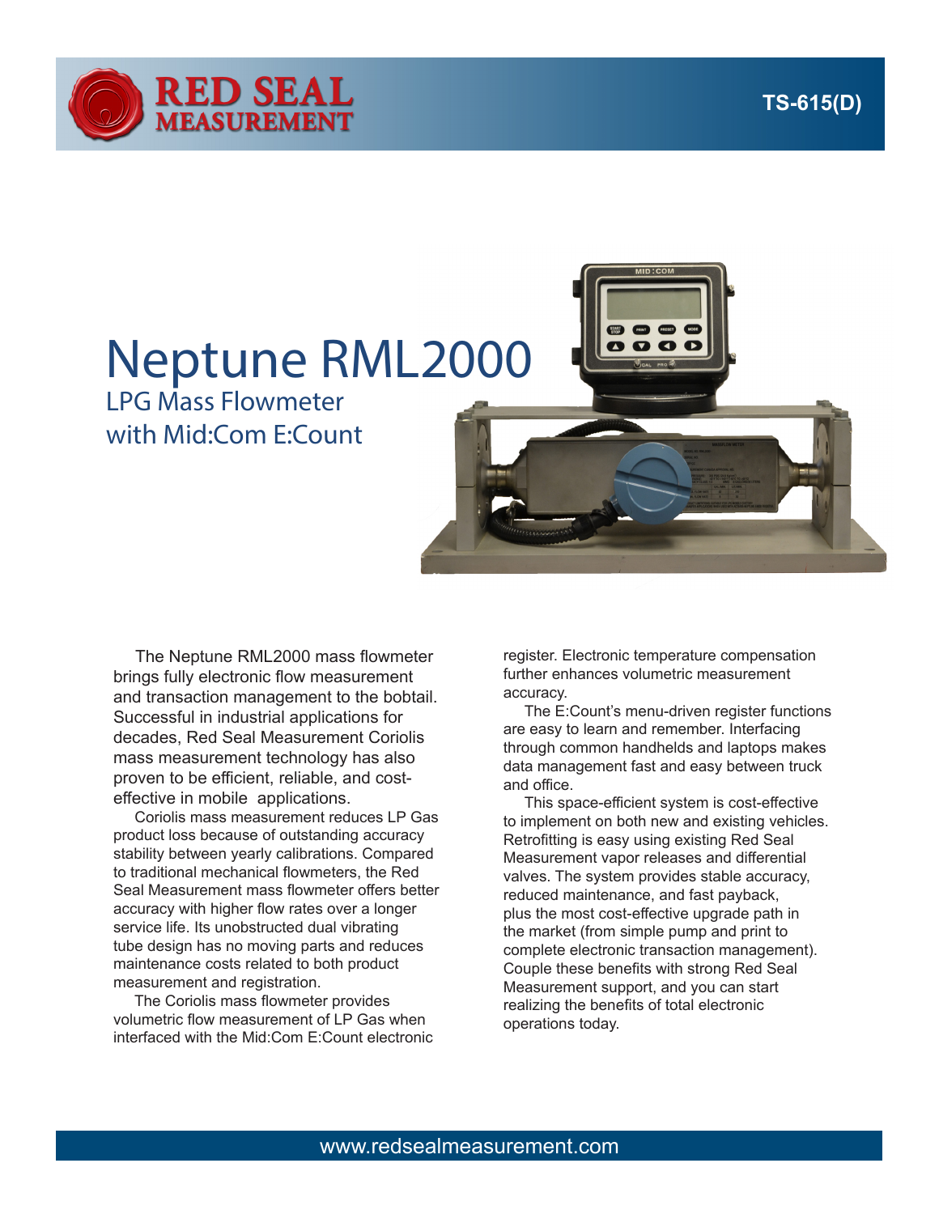RED SEAL MEASUREMENT

TS-615(D)

# Neptune RML2000

## LPG Mass Flowmeter with Mid:Com E:Count

The Neptune RML2000 mass flowmeter brings fully electronic flow measurement and transaction management to the bobtail. Successful in industrial applications for decades, Red Seal Measurement Coriolis mass measurement technology has also proven to be efficient, reliable, and cost-effective in mobile applications.

Coriolis mass measurement reduces LP Gas product loss because of outstanding accuracy stability between yearly calibrations. Compared to traditional mechanical flowmeters, the Red Seal Measurement mass flowmeter offers better accuracy with higher flow rates over a longer service life. Its unobstructed dual vibrating tube design has no moving parts and reduces maintenance costs related to both product measurement and registration.

The Coriolis mass flowmeter provides volumetric flow measurement of LP Gas when interfaced with the Mid:Com E:Count electronic register. Electronic temperature compensation further enhances volumetric measurement accuracy.

The E:Count's menu-driven register functions are easy to learn and remember. Interfacing through common handhelds and laptops makes data management fast and easy between truck and office.

This space-efficient system is cost-effective to implement on both new and existing vehicles. Retrofitting is easy using existing Red Seal Measurement vapor releases and differential valves. The system provides stable accuracy, reduced maintenance, and fast payback, plus the most cost-effective upgrade path in the market (from simple pump and print to complete electronic transaction management). Couple these benefits with strong Red Seal Measurement support, and you can start realizing the benefits of total electronic operations today.

www.redsealmeasurement.com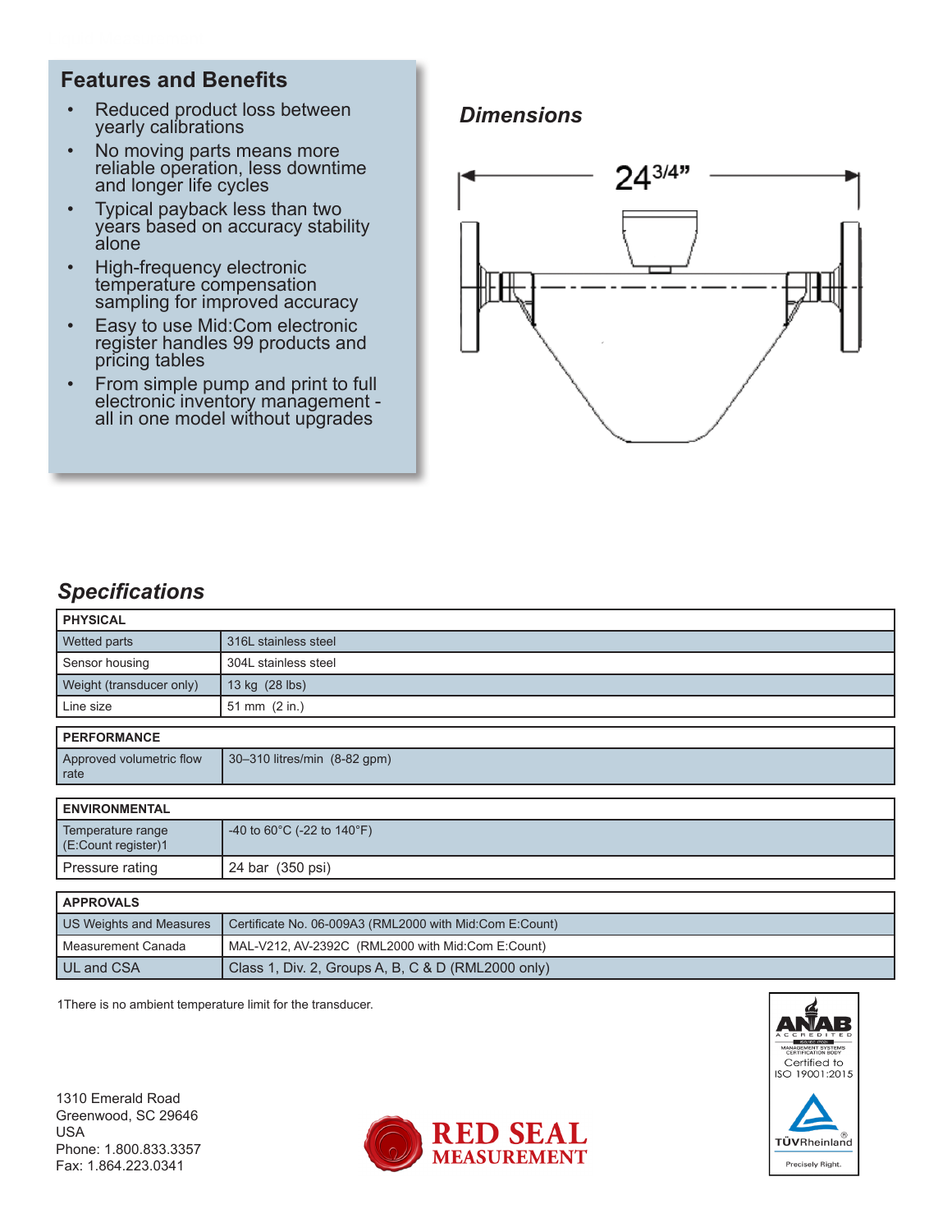## Features and Benefits

- Reduced product loss between yearly calibrations
- No moving parts means more reliable operation, less downtime and longer life cycles
- Typical payback less than two years based on accuracy stability alone
- High-frequency electronic temperature compensation sampling for improved accuracy
- Easy to use Mid:Com electronic register handles 99 products and pricing tables
- From simple pump and print to full electronic inventory management - all in one model without upgrades

## *Dimensions*

24 3/4"

## *Specifications*

| PHYSICAL | |
|---|---|
| Wetted parts | 316L stainless steel |
| Sensor housing | 304L stainless steel |
| Weight (transducer only) | 13 kg (28 lbs) |
| Line size | 51 mm (2 in.) |

| PERFORMANCE | |
|---|---|
| Approved volumetric flow rate | 30–310 litres/min (8-82 gpm) |

| ENVIRONMENTAL | |
|---|---|
| Temperature range (E:Count register)1 | -40 to 60°C (-22 to 140°F) |
| Pressure rating | 24 bar (350 psi) |

| APPROVALS | |
|---|---|
| US Weights and Measures | Certificate No. 06-009A3 (RML2000 with Mid:Com E:Count) |
| Measurement Canada | MAL-V212, AV-2392C (RML2000 with Mid:Com E:Count) |
| UL and CSA | Class 1, Div. 2, Groups A, B, C & D (RML2000 only) |

1There is no ambient temperature limit for the transducer.

1310 Emerald Road
Greenwood, SC 29646
USA
Phone: 1.800.833.3357
Fax: 1.864.223.0341

RED SEAL MEASUREMENT

ANAB ACCREDITED
MANAGEMENT SYSTEMS CERTIFICATION BODY
Certified to ISO 19001:2015

TÜVRheinland®
Precisely Right.